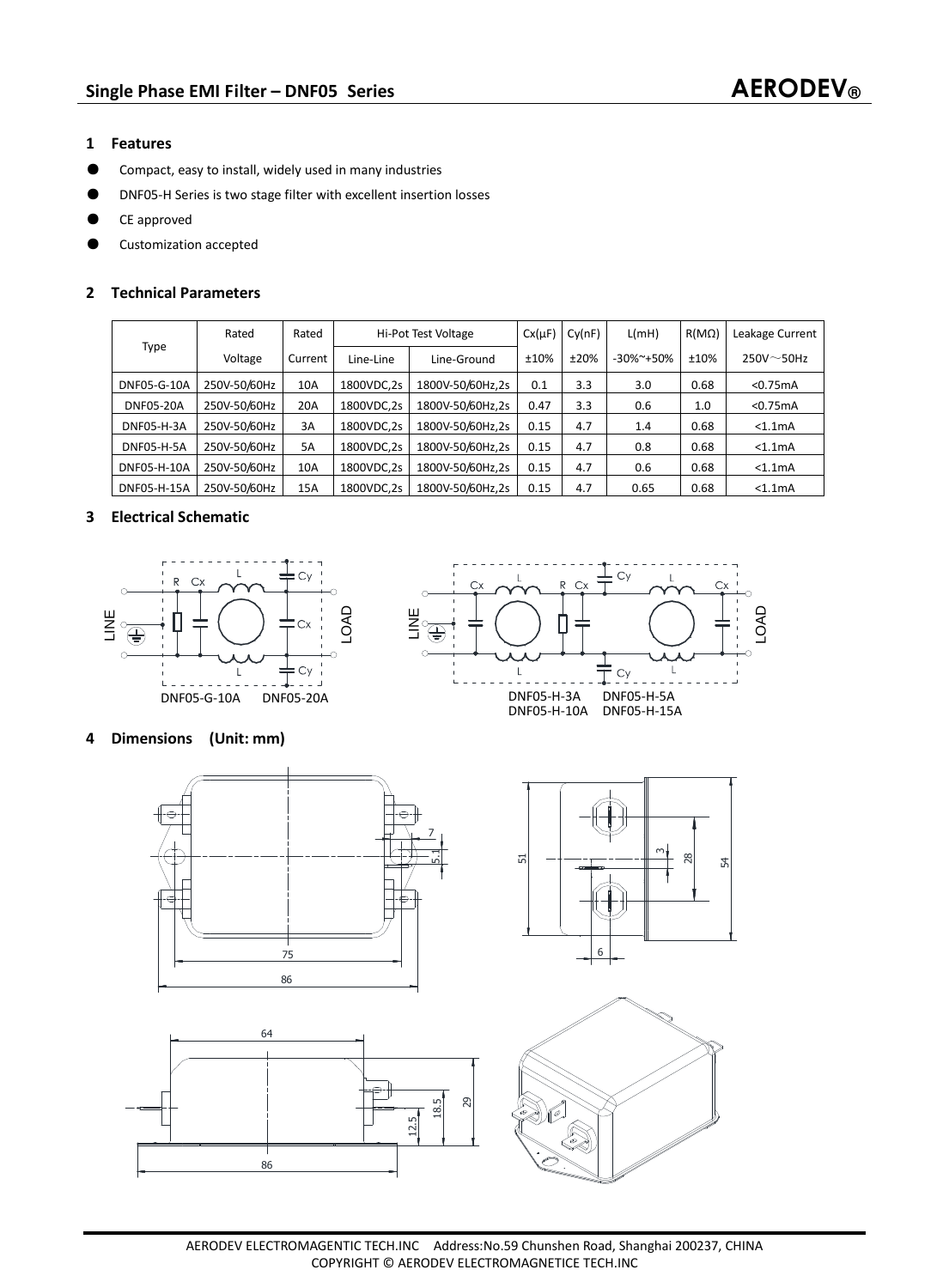## Single Phase EMI Filter – DNF05 Series

**AERODEV®**

### 1 Features

- Compact, easy to install, widely used in many industries
- DNF05-H Series is two stage filter with excellent insertion losses
- CE approved
- Customization accepted

### 2 Technical Parameters

| Type | Rated | Rated | Hi-Pot Test Voltage | | Cx(μF) | Cy(nF) | L(mH) | R(MΩ) | Leakage Current |
|---|---|---|---|---|---|---|---|---|---|
| | Voltage | Current | Line-Line | Line-Ground | ±10% | ±20% | -30%~+50% | ±10% | 250V～50Hz |
| DNF05-G-10A | 250V-50/60Hz | 10A | 1800VDC,2s | 1800V-50/60Hz,2s | 0.1 | 3.3 | 3.0 | 0.68 | <0.75mA |
| DNF05-20A | 250V-50/60Hz | 20A | 1800VDC,2s | 1800V-50/60Hz,2s | 0.47 | 3.3 | 0.6 | 1.0 | <0.75mA |
| DNF05-H-3A | 250V-50/60Hz | 3A | 1800VDC,2s | 1800V-50/60Hz,2s | 0.15 | 4.7 | 1.4 | 0.68 | <1.1mA |
| DNF05-H-5A | 250V-50/60Hz | 5A | 1800VDC,2s | 1800V-50/60Hz,2s | 0.15 | 4.7 | 0.8 | 0.68 | <1.1mA |
| DNF05-H-10A | 250V-50/60Hz | 10A | 1800VDC,2s | 1800V-50/60Hz,2s | 0.15 | 4.7 | 0.6 | 0.68 | <1.1mA |
| DNF05-H-15A | 250V-50/60Hz | 15A | 1800VDC,2s | 1800V-50/60Hz,2s | 0.15 | 4.7 | 0.65 | 0.68 | <1.1mA |

### 3 Electrical Schematic

DNF05-G-10A DNF05-20A

DNF05-H-3A DNF05-H-5A
DNF05-H-10A DNF05-H-15A

### 4 Dimensions (Unit: mm)

AERODEV ELECTROMAGENTIC TECH.INC Address:No.59 Chunshen Road, Shanghai 200237, CHINA
COPYRIGHT © AERODEV ELECTROMAGNETICE TECH.INC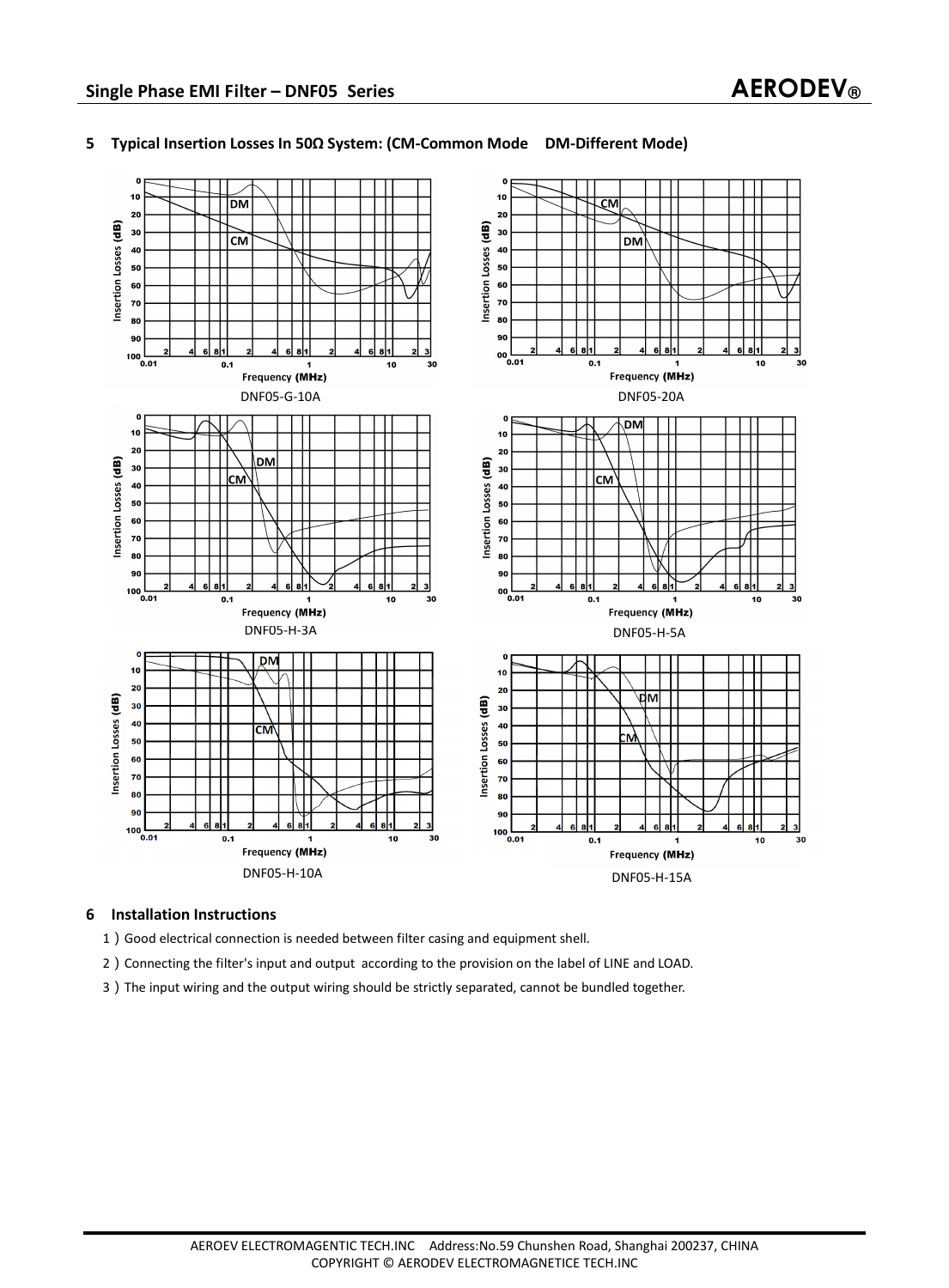## 5 Typical Insertion Losses In 50Ω System: (CM-Common Mode DM-Different Mode)

Insertion Losses (dB)
Frequency (MHz)
DM
CM

DNF05-G-10A

DNF05-20A

DNF05-H-3A

DNF05-H-5A

DNF05-H-10A

DNF05-H-15A

## 6 Installation Instructions

1）Good electrical connection is needed between filter casing and equipment shell.

2）Connecting the filter's input and output according to the provision on the label of LINE and LOAD.

3）The input wiring and the output wiring should be strictly separated, cannot be bundled together.